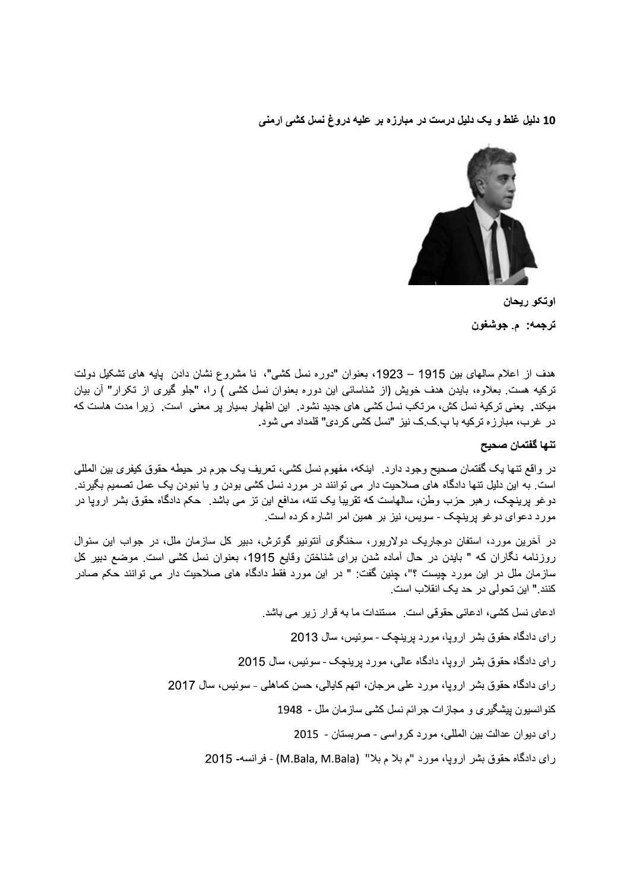**10 دلیل غلط و یک دلیل درست در مبارزه بر علیه دروغ نسل کشی ارمنی**

**اوتکو ریحان**

**ترجمه: م. جوشغون**

هدف از اعلام سالهای بین 1915 – 1923، بعنوان "دوره نسل کشی"، نا مشروع نشان دادن پایه های تشکیل دولت ترکیه هست. بعلاوه، بایدن هدف خویش (از شناسائی این دوره بعنوان نسل کشی ) را، "جلو گیری از تکرار" آن بیان میکند. یعنی ترکیهٔ نسل کش، مرتکب نسل کشی های جدید نشود. این اظهار بسیار پر معنی است. زیرا مدت هاست که در غرب، مبارزه ترکیه با پ.ک.ک نیز "نسل کشی کردی" قلمداد می شود.

**تنها گفتمان صحیح**

در واقع تنها یک گفتمان صحیح وجود دارد. اینکه، مفهوم نسل کشی، تعریف یک جرم در حیطه حقوق کیفری بین المللی است. به این دلیل تنها دادگاه های صلاحیت دار می توانند در مورد نسل کشی بودن و یا نبودن یک عمل تصمیم بگیرند. دوغو پرینچک، رهبر حزب وطن، سالهاست که تقریبا یک تنه، مدافع این تز می باشد. حکم دادگاه حقوق بشر اروپا در مورد دعوای دوغو پرینچک - سویس، نیز بر همین امر اشاره کرده است.

در آخرین مورد، استفان دوجاریک دولاریور، سخنگوی آنتونیو گوترش، دبیر کل سازمان ملل، در جواب این سئوال روزنامه نگاران که " بایدن در حال آماده شدن برای شناختن وقایع 1915، بعنوان نسل کشی است. موضع دبیر کل سازمان ملل در این مورد چیست ؟"، چنین گفت: " در این مورد فقط دادگاه های صلاحیت دار می توانند حکم صادر کنند." این تحولی در حد یک انقلاب است.

ادعای نسل کشی، ادعائی حقوقی است. مستندات ما به قرار زیر می باشد.

رای دادگاه حقوق بشر اروپا، مورد پرینچک - سوئیس، سال 2013

رای دادگاه حقوق بشر اروپا، دادگاه عالی، مورد پرینچک - سوئیس، سال 2015

رای دادگاه حقوق بشر اروپا، مورد علی مرجان، اتهم کایالی، حسن کماهلی - سوئیس، سال 2017

کنوانسیون پیشگیری و مجازات جرائم نسل کشی سازمان ملل - 1948

رای دیوان عدالت بین المللی، مورد کرواسی - صربستان - 2015

رای دادگاه حقوق بشر اروپا، مورد "م بلا م بلا" (M.Bala, M.Bala) - فرانسه- 2015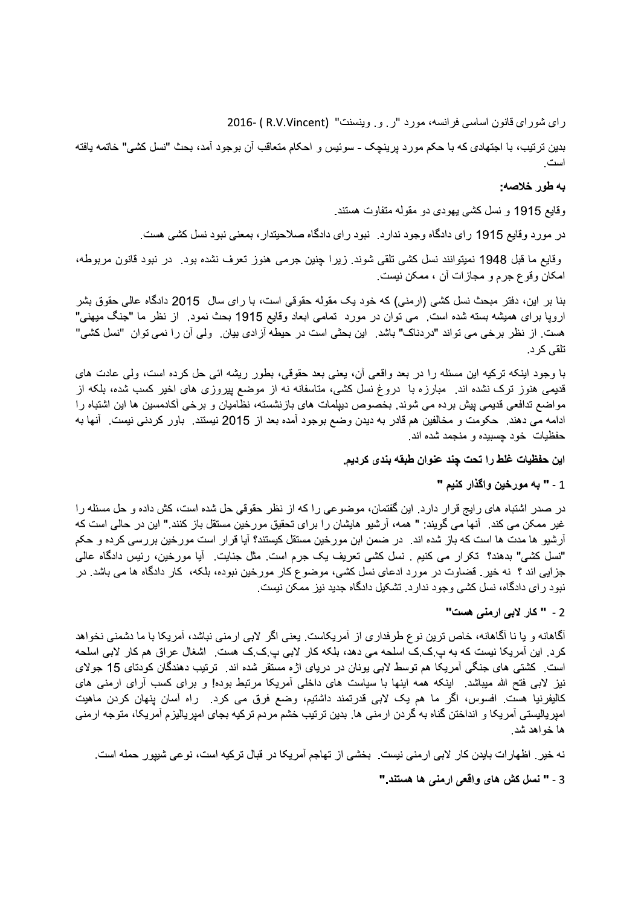رای شورای قانون اساسی فرانسه، مورد "ر. و. وینسنت" (R.V.Vincent ) -2016

بدین ترتیب، با اجتهادی که با حکم مورد پرینچک - سوئیس و احکام متعاقب آن بوجود آمد، بحث "نسل کشی" خاتمه یافته است.

**به طور خلاصه:**

وقایع 1915 و نسل کشی یهودی دو مقوله متفاوت هستند.

در مورد وقایع 1915 رای دادگاه وجود ندارد. نبود رای دادگاه صلاحیتدار، بمعنی نبود نسل کشی هست.

وقایع ما قبل 1948 نمیتوانند نسل کشی تلقی شوند. زیرا چنین جرمی هنوز تعرف نشده بود. در نبود قانون مربوطه، امکان وقوع جرم و مجازات آن ، ممکن نیست.

بنا بر این، دفتر مبحث نسل کشی (ارمنی) که خود یک مقوله حقوقی است، با رای سال 2015 دادگاه عالی حقوق بشر اروپا برای همیشه بسته شده است. می توان در مورد تمامی ابعاد وقایع 1915 بحث نمود. از نظر ما "جنگ میهنی" هست. از نظر برخی می تواند "دردناک" باشد. این بحثی است در حیطه آزادی بیان. ولی آن را نمی توان "نسل کشی" تلقی کرد.

با وجود اینکه ترکیه این مسئله را در بعد واقعی آن، یعنی بعد حقوقی، بطور ریشه ائی حل کرده است، ولی عادت های قدیمی هنوز ترک نشده اند. مبارزه با دروغ نسل کشی، متاسفانه نه از موضع پیروزی های اخیر کسب شده، بلکه از مواضع تدافعی قدیمی پیش برده می شوند. بخصوص دیپلمات های بازنشسته، نظامیان و برخی آکادمسین ها این اشتباه را ادامه می دهند. حکومت و مخالفین هم قادر به دیدن وضع بوجود آمده بعد از 2015 نیستند. باور کردنی نیست. آنها به حفظیات خود چسبیده و منجمد شده اند.

**این حفظیات غلط را تحت چند عنوان طبقه بندی کردیم.**

**1 - " به مورخین واگذار کنیم "**

در صدر اشتباه های رایج قرار دارد. این گفتمان، موضوعی را که از نظر حقوقی حل شده است، کش داده و حل مسئله را غیر ممکن می کند. آنها می گویند: " همه، آرشیو هایشان را برای تحقیق مورخین مستقل باز کنند." این در حالی است که آرشیو ها مدت ها است که باز شده اند. در ضمن ابن مورخین مستقل کیستند؟ آیا قرار است مورخین بررسی کرده و حکم "نسل کشی" بدهند؟ تکرار می کنیم . نسل کشی تعریف یک جرم است. مثل جنایت. آیا مورخین، رئیس دادگاه عالی جزایی اند ؟ نه خیر. قضاوت در مورد ادعای نسل کشی، موضوع کار مورخین نبوده، بلکه، کار دادگاه ها می باشد. در نبود رای دادگاه، نسل کشی وجود ندارد. تشکیل دادگاه جدید نیز ممکن نیست.

**2 - " کار لابی ارمنی هست"**

آگاهانه و یا نا آگاهانه، خاص ترین نوع طرفداری از آمریکاست. یعنی اگر لابی ارمنی نباشد، آمریکا با ما دشمنی نخواهد کرد. این آمریکا نیست که به پ.ک.ک اسلحه می دهد، بلکه کار لابی پ.ک.ک هست. اشغال عراق هم کار لابی اسلحه است. کشتی های جنگی آمریکا هم توسط لابی یونان در دریای اژه مستقر شده اند. ترتیب دهندگان کودتای 15 جولای نیز لابی فتح الله میباشد. اینکه همه اینها با سیاست های داخلی آمریکا مرتبط بوده! و برای کسب آرای ارمنی های کالیفرنیا هست. افسوس، اگر ما هم یک لابی قدرتمند داشتیم، وضع فرق می کرد. راه آسان پنهان کردن ماهیت امپریالیستی آمریکا و انداختن گناه به گردن ارمنی ها. بدین ترتیب خشم مردم ترکیه بجای امپریالیزم آمریکا، متوجه ارمنی ها خواهد شد.

نه خیر. اظهارات بایدن کار لابی ارمنی نیست. بخشی از تهاجم آمریکا در قبال ترکیه است، نوعی شیپور حمله است.

**3 - " نسل کش های واقعی ارمنی ها هستند."**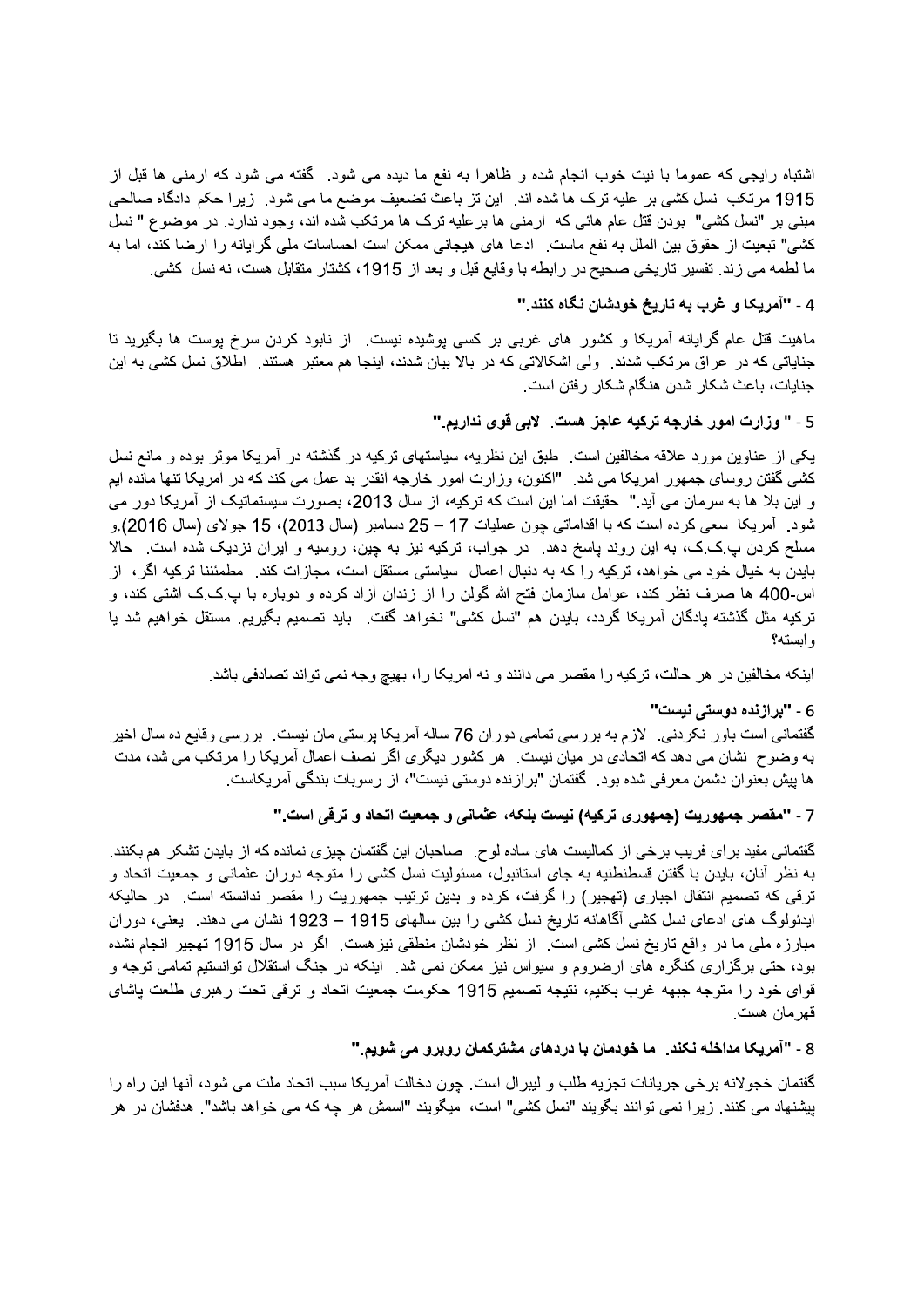اشتباه رایجی که عموما با نیت خوب انجام شده و ظاهرا به نفع ما دیده می شود. گفته می شود که ارمنی ها قبل از 1915 مرتکب نسل کشی بر علیه ترک ها شده اند. این تز باعث تضعیف موضع ما می شود. زیرا حکم دادگاه صالحی مبنی بر "نسل کشی" بودن قتل عام هائی که ارمنی ها برعلیه ترک ها مرتکب شده اند، وجود ندارد. در موضوع " نسل کشی" تبعیت از حقوق بین الملل به نفع ماست. ادعا های هیجانی ممکن است احساسات ملی گرایانه را ارضا کند، اما به ما لطمه می زند. تفسیر تاریخی صحیح در رابطه با وقایع قبل و بعد از 1915، کشتار متقابل هست، نه نسل کشی.

**4 - "آمریکا و غرب به تاریخ خودشان نگاه کنند."**

ماهیت قتل عام گرایانه آمریکا و کشور های غربی بر کسی پوشیده نیست. از نابود کردن سرخ پوست ها بگیرید تا جنایاتی که در عراق مرتکب شدند. ولی اشکالاتی که در بالا بیان شدند، اینجا هم معتبر هستند. اطلاق نسل کشی به این جنایات، باعث شکار شدن هنگام شکار رفتن است.

**5 - " وزارت امور خارجه ترکیه عاجز هست. لابی قوی نداریم."**

یکی از عناوین مورد علاقه مخالفین است. طبق این نظریه، سیاستهای ترکیه در گذشته در آمریکا موثر بوده و مانع نسل کشی گفتن روسای جمهور آمریکا می شد. "اکنون، وزارت امور خارجه آنقدر بد عمل می کند که در آمریکا تنها مانده ایم و این بلا ها به سرمان می آید." حقیقت اما این است که ترکیه، از سال 2013، بصورت سیستماتیک از آمریکا دور می شود. آمریکا سعی کرده است که با اقداماتی چون عملیات 17 – 25 دسامبر (سال 2013)، 15 جولای (سال 2016).و مسلح کردن پ.ک.ک، به این روند پاسخ دهد. در جواب، ترکیه نیز به چین، روسیه و ایران نزدیک شده است. حالا بایدن به خیال خود می خواهد، ترکیه را که به دنبال اعمال سیاستی مستقل است، مجازات کند. مطمئننا ترکیه اگر، از اس-400 ها صرف نظر کند، عوامل سازمان فتح الله گولن را از زندان آزاد کرده و دوباره با پ.ک.ک آشتی کند، و ترکیه مثل گذشته پادگان آمریکا گردد، بایدن هم "نسل کشی" نخواهد گفت. باید تصمیم بگیریم. مستقل خواهیم شد یا وابسته؟

اینکه مخالفین در هر حالت، ترکیه را مقصر می دانند و نه آمریکا را، بهیچ وجه نمی تواند تصادفی باشد.

**6 - "برازنده دوستی نیست"**

گفتمانی است باور نکردنی. لازم به بررسی تمامی دوران 76 ساله آمریکا پرستی مان نیست. بررسی وقایع ده سال اخیر به وضوح نشان می دهد که اتحادی در میان نیست. هر کشور دیگری اگر نصف اعمال آمریکا را مرتکب می شد، مدت ها پیش بعنوان دشمن معرفی شده بود. گفتمان "برازنده دوستی نیست"، از رسوبات بندگی آمریکاست.

**7 - "مقصر جمهوریت (جمهوری ترکیه) نیست بلکه، عثمانی و جمعیت اتحاد و ترقی است."**

گفتمانی مفید برای فریب برخی از کمالیست های ساده لوح. صاحبان این گفتمان چیزی نمانده که از بایدن تشکر هم بکنند. به نظر آنان، بایدن با گفتن قسطنطنیه به جای استانبول، مسئولیت نسل کشی را متوجه دوران عثمانی و جمعیت اتحاد و ترقی که تصمیم انتقال اجباری (تهجیر) را گرفت، کرده و بدین ترتیب جمهوریت را مقصر ندانسته است. در حالیکه ایدئولوگ های ادعای نسل کشی آگاهانه تاریخ نسل کشی را بین سالهای 1915 – 1923 نشان می دهند. یعنی، دوران مبارزه ملی ما در واقع تاریخ نسل کشی است. از نظر خودشان منطقی نیزهست. اگر در سال 1915 تهجیر انجام نشده بود، حتی برگزاری کنگره های ارضروم و سیواس نیز ممکن نمی شد. اینکه در جنگ استقلال توانستیم تمامی توجه و قوای خود را متوجه جبهه غرب بکنیم، نتیجه تصمیم 1915 حکومت جمعیت اتحاد و ترقی تحت رهبری طلعت پاشای قهرمان هست.

**8 - "آمریکا مداخله نکند. ما خودمان با دردهای مشترکمان روبرو می شویم."**

گفتمان خجولانه برخی جریانات تجزیه طلب و لیبرال است. چون دخالت آمریکا سبب اتحاد ملت می شود، آنها این راه را پیشنهاد می کنند. زیرا نمی توانند بگویند "نسل کشی" است، میگویند "اسمش هر چه که می خواهد باشد". هدفشان در هر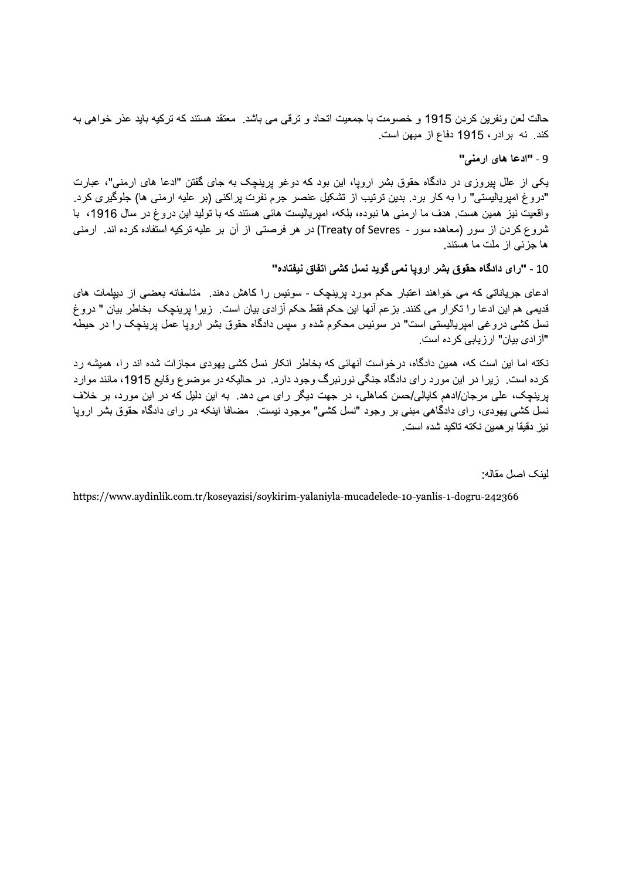حالت لعن ونفرین کردن 1915 و خصومت با جمعیت اتحاد و ترقی می باشد. معتقد هستند که ترکیه باید عذر خواهی به کند. نه برادر، 1915 دفاع از میهن است.

**9 - "ادعا های ارمنی"**

یکی از علل پیروزی در دادگاه حقوق بشر اروپا، این بود که دوغو پرینچک به جای گفتن "ادعا های ارمنی"، عبارت "دروغ امپریالیستی" را به کار برد. بدین ترتیب از تشکیل عنصر جرم نفرت پراکنی (بر علیه ارمنی ها) جلوگیری کرد. واقعیت نیز همین هست. هدف ما ارمنی ها نبوده، بلکه، امپریالیست هائی هستند که با تولید این دروغ در سال 1916، با شروع کردن از سور (معاهده سور - Treaty of Sevres) در هر فرصتی از آن بر علیه ترکیه استفاده کرده اند. ارمنی ها جزئی از ملت ما هستند.

**10 - "رای دادگاه حقوق بشر اروپا نمی گوید نسل کشی اتفاق نیفتاده"**

ادعای جریاناتی که می خواهند اعتبار حکم مورد پرینچک - سوئیس را کاهش دهند. متاسفانه بعضی از دیپلمات های قدیمی هم این ادعا را تکرار می کنند. بزعم آنها این حکم فقط حکم آزادی بیان است. زیرا پرینچک بخاطر بیان " دروغ نسل کشی دروغی امپریالیستی است" در سوئیس محکوم شده و سپس دادگاه حقوق بشر اروپا عمل پرینچک را در حیطه "آزادی بیان" ارزیابی کرده است.

نکته اما این است که، همین دادگاه، درخواست آنهائی که بخاطر انکار نسل کشی یهودی مجازات شده اند را، همیشه رد کرده است. زیرا در این مورد رای دادگاه جنگی نورنبرگ وجود دارد. در حالیکه در موضوع وقایع 1915، مانند موارد پرینچک، علی مرجان/ادهم کایالی/حسن کماهلی، در جهت دیگر رای می دهد. به این دلیل که در این مورد، بر خلاف نسل کشی یهودی، رای دادگاهی مبنی بر وجود "نسل کشی" موجود نیست. مضافا اینکه در رای دادگاه حقوق بشر اروپا نیز دقیقا بر همین نکته تاکید شده است.

لینک اصل مقاله:

https://www.aydinlik.com.tr/koseyazisi/soykirim-yalaniyla-mucadelede-10-yanlis-1-dogru-242366